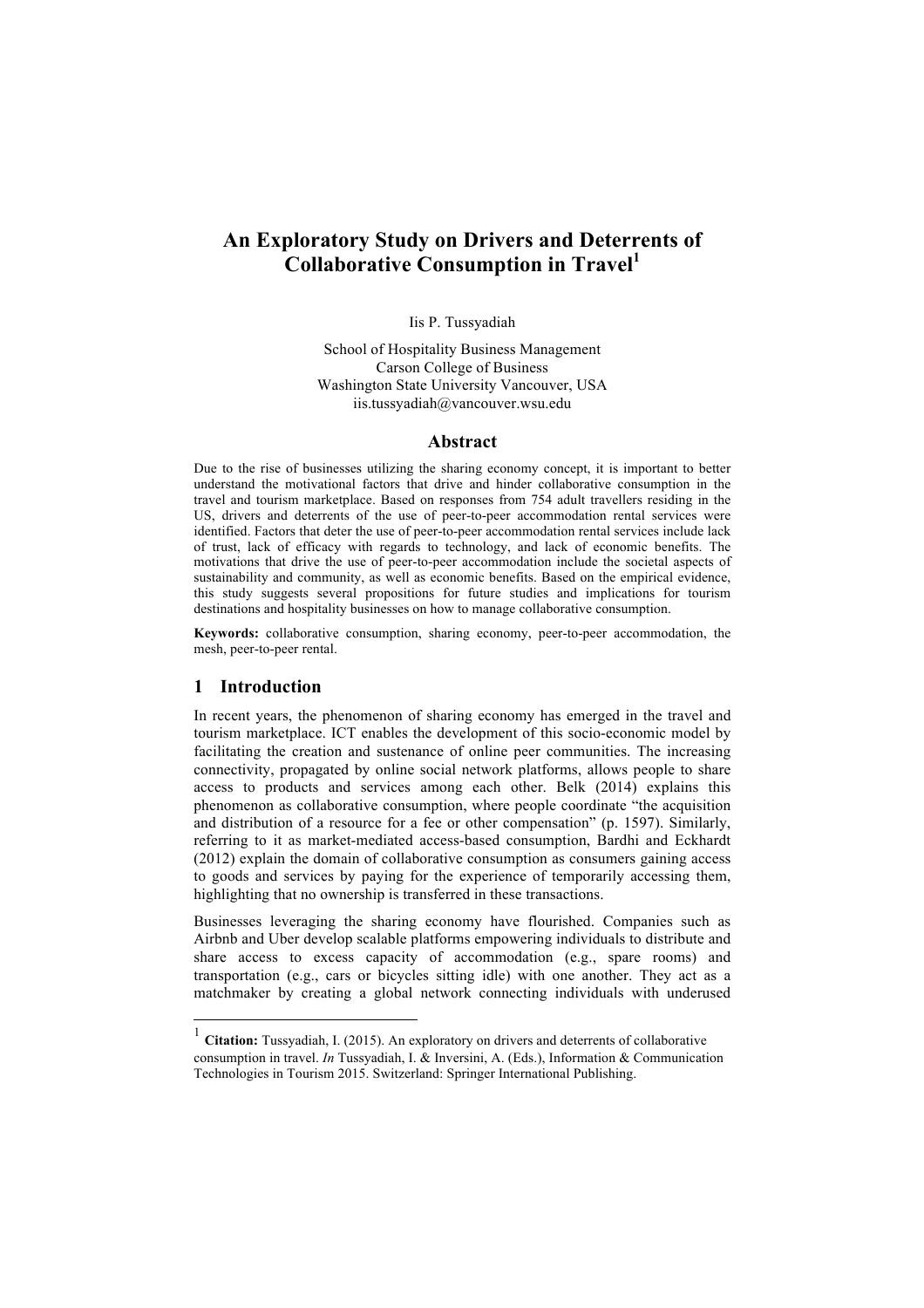# An Exploratory Study on Drivers and Deterrents of Collaborative Consumption in Travel[1]

Iis P. Tussyadiah

School of Hospitality Business Management
Carson College of Business
Washington State University Vancouver, USA
iis.tussyadiah@vancouver.wsu.edu

## Abstract

Due to the rise of businesses utilizing the sharing economy concept, it is important to better understand the motivational factors that drive and hinder collaborative consumption in the travel and tourism marketplace. Based on responses from 754 adult travellers residing in the US, drivers and deterrents of the use of peer-to-peer accommodation rental services were identified. Factors that deter the use of peer-to-peer accommodation rental services include lack of trust, lack of efficacy with regards to technology, and lack of economic benefits. The motivations that drive the use of peer-to-peer accommodation include the societal aspects of sustainability and community, as well as economic benefits. Based on the empirical evidence, this study suggests several propositions for future studies and implications for tourism destinations and hospitality businesses on how to manage collaborative consumption.

**Keywords:** collaborative consumption, sharing economy, peer-to-peer accommodation, the mesh, peer-to-peer rental.

## 1 Introduction

In recent years, the phenomenon of sharing economy has emerged in the travel and tourism marketplace. ICT enables the development of this socio-economic model by facilitating the creation and sustenance of online peer communities. The increasing connectivity, propagated by online social network platforms, allows people to share access to products and services among each other. Belk (2014) explains this phenomenon as collaborative consumption, where people coordinate "the acquisition and distribution of a resource for a fee or other compensation" (p. 1597). Similarly, referring to it as market-mediated access-based consumption, Bardhi and Eckhardt (2012) explain the domain of collaborative consumption as consumers gaining access to goods and services by paying for the experience of temporarily accessing them, highlighting that no ownership is transferred in these transactions.

Businesses leveraging the sharing economy have flourished. Companies such as Airbnb and Uber develop scalable platforms empowering individuals to distribute and share access to excess capacity of accommodation (e.g., spare rooms) and transportation (e.g., cars or bicycles sitting idle) with one another. They act as a matchmaker by creating a global network connecting individuals with underused

---

[1] **Citation:** Tussyadiah, I. (2015). An exploratory on drivers and deterrents of collaborative consumption in travel. *In* Tussyadiah, I. & Inversini, A. (Eds.), Information & Communication Technologies in Tourism 2015. Switzerland: Springer International Publishing.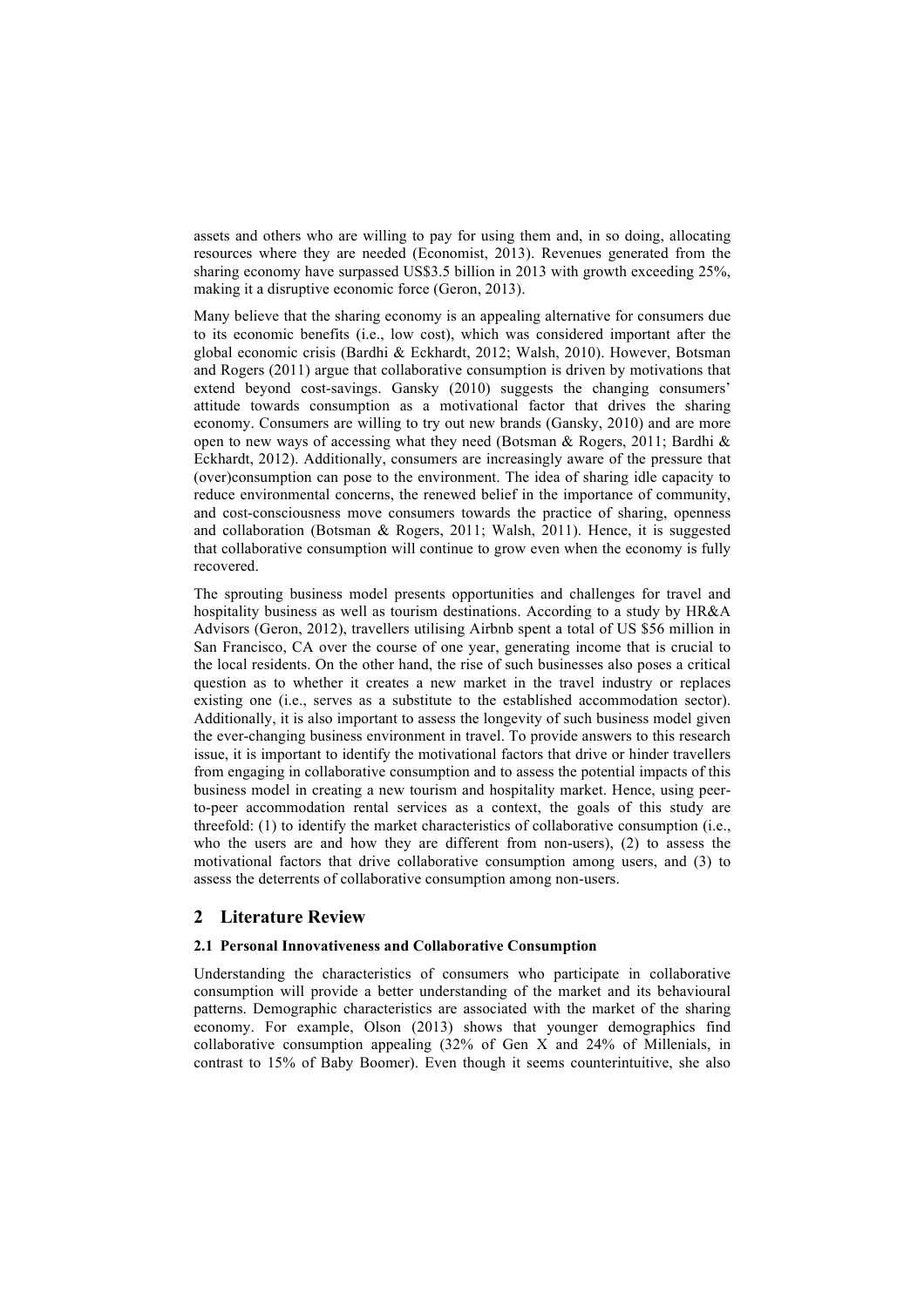assets and others who are willing to pay for using them and, in so doing, allocating resources where they are needed (Economist, 2013). Revenues generated from the sharing economy have surpassed US$3.5 billion in 2013 with growth exceeding 25%, making it a disruptive economic force (Geron, 2013).

Many believe that the sharing economy is an appealing alternative for consumers due to its economic benefits (i.e., low cost), which was considered important after the global economic crisis (Bardhi & Eckhardt, 2012; Walsh, 2010). However, Botsman and Rogers (2011) argue that collaborative consumption is driven by motivations that extend beyond cost-savings. Gansky (2010) suggests the changing consumers' attitude towards consumption as a motivational factor that drives the sharing economy. Consumers are willing to try out new brands (Gansky, 2010) and are more open to new ways of accessing what they need (Botsman & Rogers, 2011; Bardhi & Eckhardt, 2012). Additionally, consumers are increasingly aware of the pressure that (over)consumption can pose to the environment. The idea of sharing idle capacity to reduce environmental concerns, the renewed belief in the importance of community, and cost-consciousness move consumers towards the practice of sharing, openness and collaboration (Botsman & Rogers, 2011; Walsh, 2011). Hence, it is suggested that collaborative consumption will continue to grow even when the economy is fully recovered.

The sprouting business model presents opportunities and challenges for travel and hospitality business as well as tourism destinations. According to a study by HR&A Advisors (Geron, 2012), travellers utilising Airbnb spent a total of US $56 million in San Francisco, CA over the course of one year, generating income that is crucial to the local residents. On the other hand, the rise of such businesses also poses a critical question as to whether it creates a new market in the travel industry or replaces existing one (i.e., serves as a substitute to the established accommodation sector). Additionally, it is also important to assess the longevity of such business model given the ever-changing business environment in travel. To provide answers to this research issue, it is important to identify the motivational factors that drive or hinder travellers from engaging in collaborative consumption and to assess the potential impacts of this business model in creating a new tourism and hospitality market. Hence, using peer-to-peer accommodation rental services as a context, the goals of this study are threefold: (1) to identify the market characteristics of collaborative consumption (i.e., who the users are and how they are different from non-users), (2) to assess the motivational factors that drive collaborative consumption among users, and (3) to assess the deterrents of collaborative consumption among non-users.

## 2 Literature Review

### 2.1 Personal Innovativeness and Collaborative Consumption

Understanding the characteristics of consumers who participate in collaborative consumption will provide a better understanding of the market and its behavioural patterns. Demographic characteristics are associated with the market of the sharing economy. For example, Olson (2013) shows that younger demographics find collaborative consumption appealing (32% of Gen X and 24% of Millenials, in contrast to 15% of Baby Boomer). Even though it seems counterintuitive, she also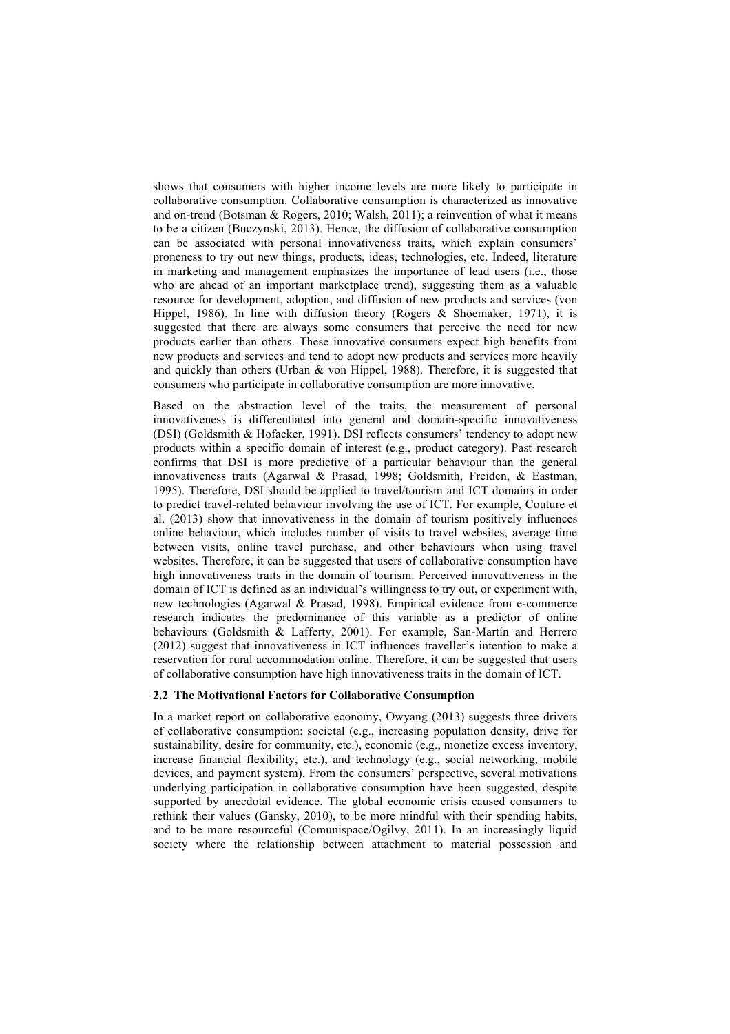shows that consumers with higher income levels are more likely to participate in collaborative consumption. Collaborative consumption is characterized as innovative and on-trend (Botsman & Rogers, 2010; Walsh, 2011); a reinvention of what it means to be a citizen (Buczynski, 2013). Hence, the diffusion of collaborative consumption can be associated with personal innovativeness traits, which explain consumers' proneness to try out new things, products, ideas, technologies, etc. Indeed, literature in marketing and management emphasizes the importance of lead users (i.e., those who are ahead of an important marketplace trend), suggesting them as a valuable resource for development, adoption, and diffusion of new products and services (von Hippel, 1986). In line with diffusion theory (Rogers & Shoemaker, 1971), it is suggested that there are always some consumers that perceive the need for new products earlier than others. These innovative consumers expect high benefits from new products and services and tend to adopt new products and services more heavily and quickly than others (Urban & von Hippel, 1988). Therefore, it is suggested that consumers who participate in collaborative consumption are more innovative.

Based on the abstraction level of the traits, the measurement of personal innovativeness is differentiated into general and domain-specific innovativeness (DSI) (Goldsmith & Hofacker, 1991). DSI reflects consumers' tendency to adopt new products within a specific domain of interest (e.g., product category). Past research confirms that DSI is more predictive of a particular behaviour than the general innovativeness traits (Agarwal & Prasad, 1998; Goldsmith, Freiden, & Eastman, 1995). Therefore, DSI should be applied to travel/tourism and ICT domains in order to predict travel-related behaviour involving the use of ICT. For example, Couture et al. (2013) show that innovativeness in the domain of tourism positively influences online behaviour, which includes number of visits to travel websites, average time between visits, online travel purchase, and other behaviours when using travel websites. Therefore, it can be suggested that users of collaborative consumption have high innovativeness traits in the domain of tourism. Perceived innovativeness in the domain of ICT is defined as an individual's willingness to try out, or experiment with, new technologies (Agarwal & Prasad, 1998). Empirical evidence from e-commerce research indicates the predominance of this variable as a predictor of online behaviours (Goldsmith & Lafferty, 2001). For example, San-Martín and Herrero (2012) suggest that innovativeness in ICT influences traveller's intention to make a reservation for rural accommodation online. Therefore, it can be suggested that users of collaborative consumption have high innovativeness traits in the domain of ICT.

### 2.2 The Motivational Factors for Collaborative Consumption

In a market report on collaborative economy, Owyang (2013) suggests three drivers of collaborative consumption: societal (e.g., increasing population density, drive for sustainability, desire for community, etc.), economic (e.g., monetize excess inventory, increase financial flexibility, etc.), and technology (e.g., social networking, mobile devices, and payment system). From the consumers' perspective, several motivations underlying participation in collaborative consumption have been suggested, despite supported by anecdotal evidence. The global economic crisis caused consumers to rethink their values (Gansky, 2010), to be more mindful with their spending habits, and to be more resourceful (Comunispace/Ogilvy, 2011). In an increasingly liquid society where the relationship between attachment to material possession and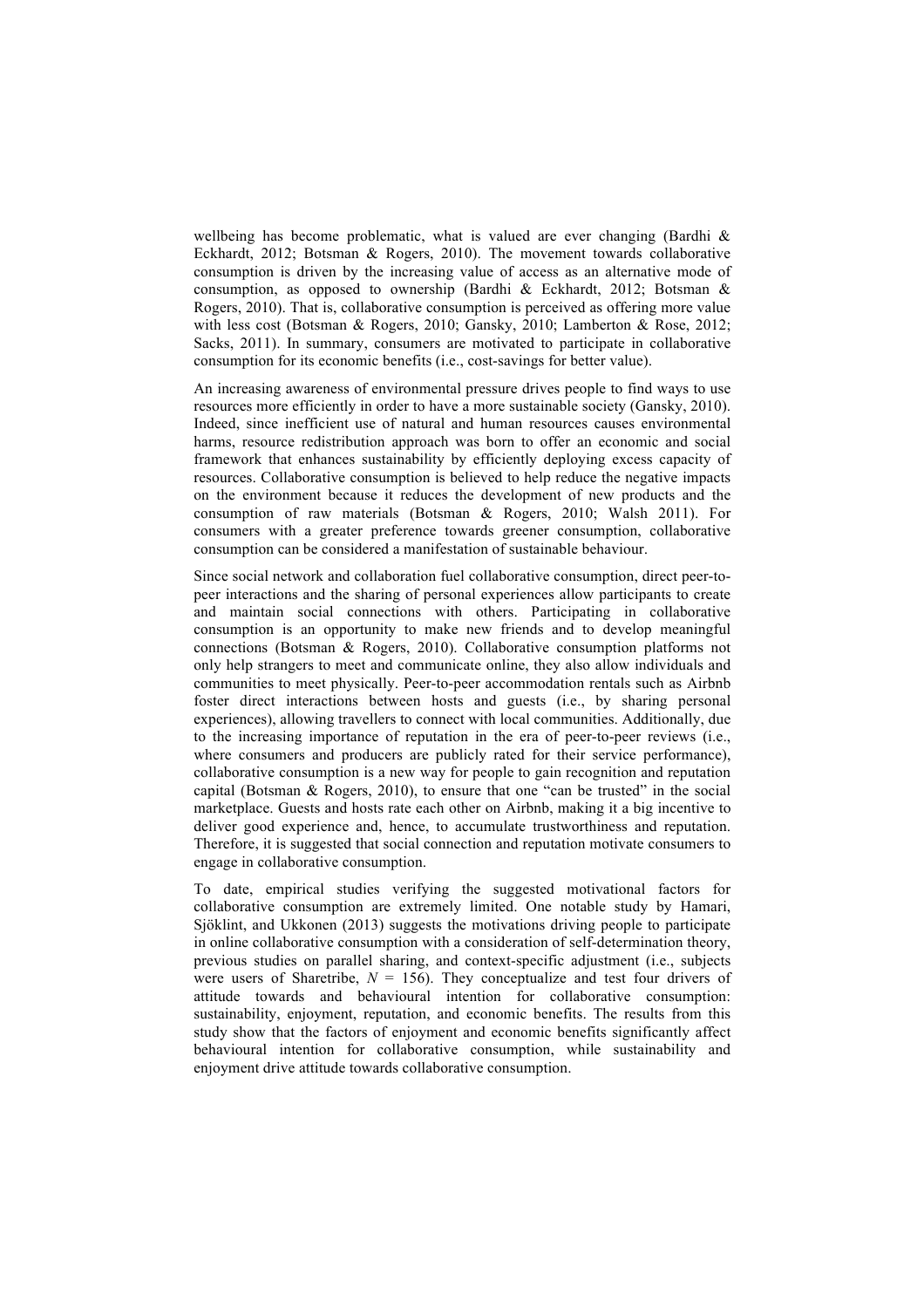wellbeing has become problematic, what is valued are ever changing (Bardhi & Eckhardt, 2012; Botsman & Rogers, 2010). The movement towards collaborative consumption is driven by the increasing value of access as an alternative mode of consumption, as opposed to ownership (Bardhi & Eckhardt, 2012; Botsman & Rogers, 2010). That is, collaborative consumption is perceived as offering more value with less cost (Botsman & Rogers, 2010; Gansky, 2010; Lamberton & Rose, 2012; Sacks, 2011). In summary, consumers are motivated to participate in collaborative consumption for its economic benefits (i.e., cost-savings for better value).

An increasing awareness of environmental pressure drives people to find ways to use resources more efficiently in order to have a more sustainable society (Gansky, 2010). Indeed, since inefficient use of natural and human resources causes environmental harms, resource redistribution approach was born to offer an economic and social framework that enhances sustainability by efficiently deploying excess capacity of resources. Collaborative consumption is believed to help reduce the negative impacts on the environment because it reduces the development of new products and the consumption of raw materials (Botsman & Rogers, 2010; Walsh 2011). For consumers with a greater preference towards greener consumption, collaborative consumption can be considered a manifestation of sustainable behaviour.

Since social network and collaboration fuel collaborative consumption, direct peer-to-peer interactions and the sharing of personal experiences allow participants to create and maintain social connections with others. Participating in collaborative consumption is an opportunity to make new friends and to develop meaningful connections (Botsman & Rogers, 2010). Collaborative consumption platforms not only help strangers to meet and communicate online, they also allow individuals and communities to meet physically. Peer-to-peer accommodation rentals such as Airbnb foster direct interactions between hosts and guests (i.e., by sharing personal experiences), allowing travellers to connect with local communities. Additionally, due to the increasing importance of reputation in the era of peer-to-peer reviews (i.e., where consumers and producers are publicly rated for their service performance), collaborative consumption is a new way for people to gain recognition and reputation capital (Botsman & Rogers, 2010), to ensure that one "can be trusted" in the social marketplace. Guests and hosts rate each other on Airbnb, making it a big incentive to deliver good experience and, hence, to accumulate trustworthiness and reputation. Therefore, it is suggested that social connection and reputation motivate consumers to engage in collaborative consumption.

To date, empirical studies verifying the suggested motivational factors for collaborative consumption are extremely limited. One notable study by Hamari, Sjöklint, and Ukkonen (2013) suggests the motivations driving people to participate in online collaborative consumption with a consideration of self-determination theory, previous studies on parallel sharing, and context-specific adjustment (i.e., subjects were users of Sharetribe, $N = 156$). They conceptualize and test four drivers of attitude towards and behavioural intention for collaborative consumption: sustainability, enjoyment, reputation, and economic benefits. The results from this study show that the factors of enjoyment and economic benefits significantly affect behavioural intention for collaborative consumption, while sustainability and enjoyment drive attitude towards collaborative consumption.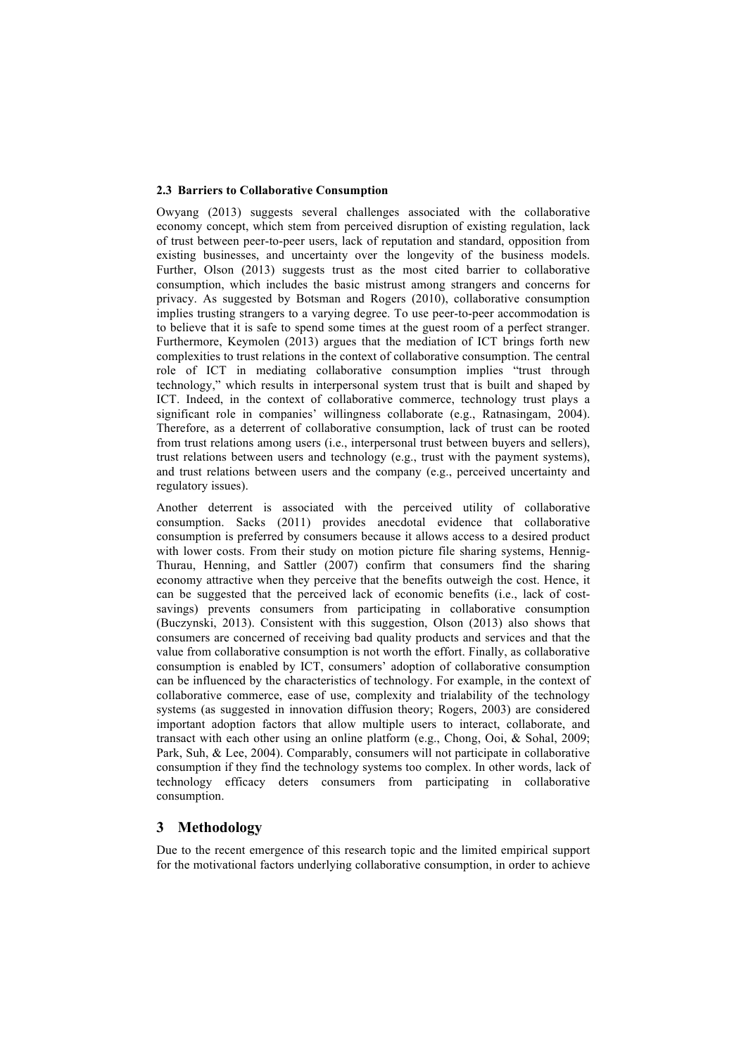### 2.3 Barriers to Collaborative Consumption

Owyang (2013) suggests several challenges associated with the collaborative economy concept, which stem from perceived disruption of existing regulation, lack of trust between peer-to-peer users, lack of reputation and standard, opposition from existing businesses, and uncertainty over the longevity of the business models. Further, Olson (2013) suggests trust as the most cited barrier to collaborative consumption, which includes the basic mistrust among strangers and concerns for privacy. As suggested by Botsman and Rogers (2010), collaborative consumption implies trusting strangers to a varying degree. To use peer-to-peer accommodation is to believe that it is safe to spend some times at the guest room of a perfect stranger. Furthermore, Keymolen (2013) argues that the mediation of ICT brings forth new complexities to trust relations in the context of collaborative consumption. The central role of ICT in mediating collaborative consumption implies "trust through technology," which results in interpersonal system trust that is built and shaped by ICT. Indeed, in the context of collaborative commerce, technology trust plays a significant role in companies' willingness collaborate (e.g., Ratnasingam, 2004). Therefore, as a deterrent of collaborative consumption, lack of trust can be rooted from trust relations among users (i.e., interpersonal trust between buyers and sellers), trust relations between users and technology (e.g., trust with the payment systems), and trust relations between users and the company (e.g., perceived uncertainty and regulatory issues).

Another deterrent is associated with the perceived utility of collaborative consumption. Sacks (2011) provides anecdotal evidence that collaborative consumption is preferred by consumers because it allows access to a desired product with lower costs. From their study on motion picture file sharing systems, Hennig-Thurau, Henning, and Sattler (2007) confirm that consumers find the sharing economy attractive when they perceive that the benefits outweigh the cost. Hence, it can be suggested that the perceived lack of economic benefits (i.e., lack of cost-savings) prevents consumers from participating in collaborative consumption (Buczynski, 2013). Consistent with this suggestion, Olson (2013) also shows that consumers are concerned of receiving bad quality products and services and that the value from collaborative consumption is not worth the effort. Finally, as collaborative consumption is enabled by ICT, consumers' adoption of collaborative consumption can be influenced by the characteristics of technology. For example, in the context of collaborative commerce, ease of use, complexity and trialability of the technology systems (as suggested in innovation diffusion theory; Rogers, 2003) are considered important adoption factors that allow multiple users to interact, collaborate, and transact with each other using an online platform (e.g., Chong, Ooi, & Sohal, 2009; Park, Suh, & Lee, 2004). Comparably, consumers will not participate in collaborative consumption if they find the technology systems too complex. In other words, lack of technology efficacy deters consumers from participating in collaborative consumption.

## 3 Methodology

Due to the recent emergence of this research topic and the limited empirical support for the motivational factors underlying collaborative consumption, in order to achieve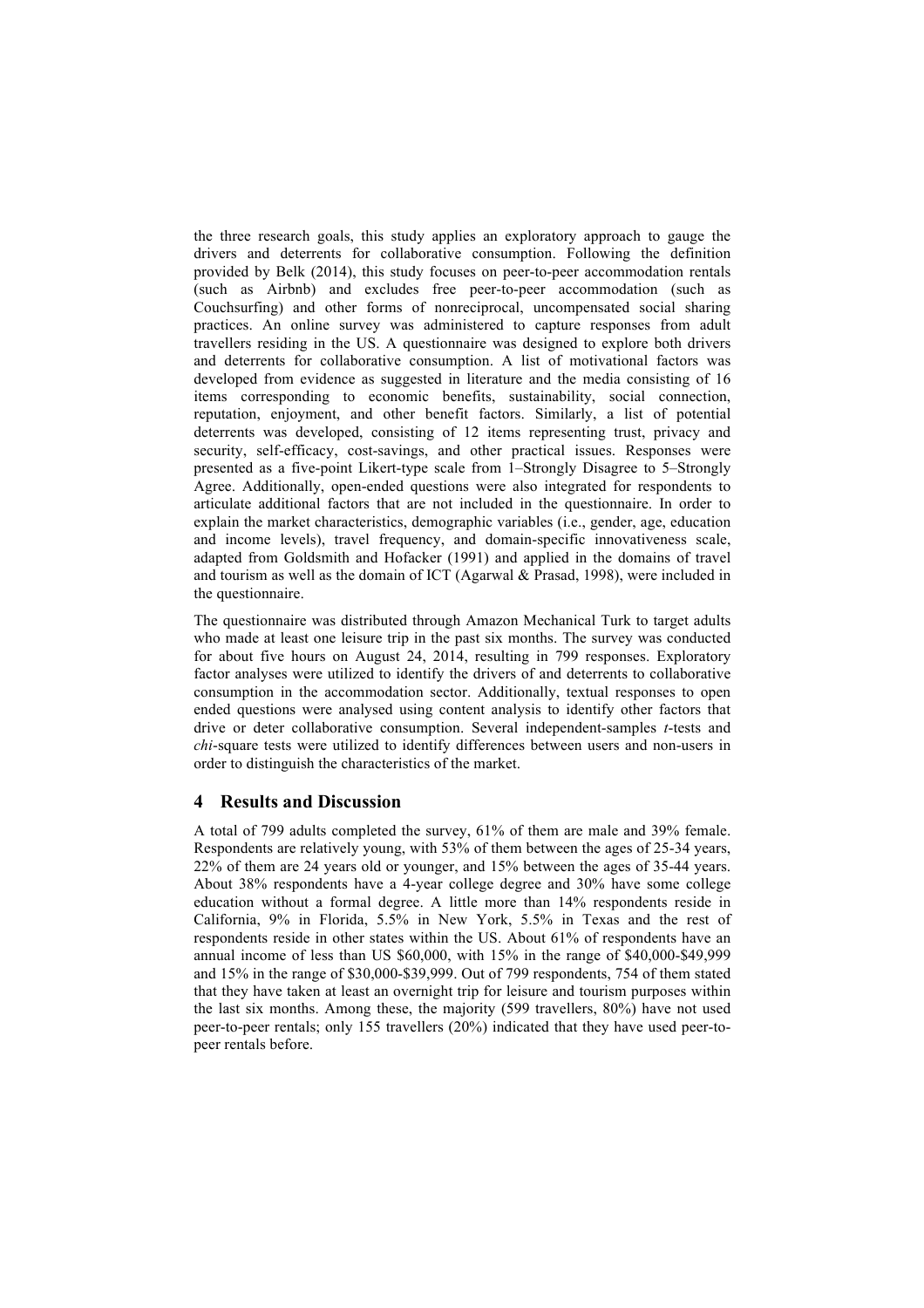the three research goals, this study applies an exploratory approach to gauge the drivers and deterrents for collaborative consumption. Following the definition provided by Belk (2014), this study focuses on peer-to-peer accommodation rentals (such as Airbnb) and excludes free peer-to-peer accommodation (such as Couchsurfing) and other forms of nonreciprocal, uncompensated social sharing practices. An online survey was administered to capture responses from adult travellers residing in the US. A questionnaire was designed to explore both drivers and deterrents for collaborative consumption. A list of motivational factors was developed from evidence as suggested in literature and the media consisting of 16 items corresponding to economic benefits, sustainability, social connection, reputation, enjoyment, and other benefit factors. Similarly, a list of potential deterrents was developed, consisting of 12 items representing trust, privacy and security, self-efficacy, cost-savings, and other practical issues. Responses were presented as a five-point Likert-type scale from 1–Strongly Disagree to 5–Strongly Agree. Additionally, open-ended questions were also integrated for respondents to articulate additional factors that are not included in the questionnaire. In order to explain the market characteristics, demographic variables (i.e., gender, age, education and income levels), travel frequency, and domain-specific innovativeness scale, adapted from Goldsmith and Hofacker (1991) and applied in the domains of travel and tourism as well as the domain of ICT (Agarwal & Prasad, 1998), were included in the questionnaire.

The questionnaire was distributed through Amazon Mechanical Turk to target adults who made at least one leisure trip in the past six months. The survey was conducted for about five hours on August 24, 2014, resulting in 799 responses. Exploratory factor analyses were utilized to identify the drivers of and deterrents to collaborative consumption in the accommodation sector. Additionally, textual responses to open ended questions were analysed using content analysis to identify other factors that drive or deter collaborative consumption. Several independent-samples *t*-tests and *chi*-square tests were utilized to identify differences between users and non-users in order to distinguish the characteristics of the market.

## 4 Results and Discussion

A total of 799 adults completed the survey, 61% of them are male and 39% female. Respondents are relatively young, with 53% of them between the ages of 25-34 years, 22% of them are 24 years old or younger, and 15% between the ages of 35-44 years. About 38% respondents have a 4-year college degree and 30% have some college education without a formal degree. A little more than 14% respondents reside in California, 9% in Florida, 5.5% in New York, 5.5% in Texas and the rest of respondents reside in other states within the US. About 61% of respondents have an annual income of less than US $60,000, with 15% in the range of $40,000-$49,999 and 15% in the range of $30,000-$39,999. Out of 799 respondents, 754 of them stated that they have taken at least an overnight trip for leisure and tourism purposes within the last six months. Among these, the majority (599 travellers, 80%) have not used peer-to-peer rentals; only 155 travellers (20%) indicated that they have used peer-to-peer rentals before.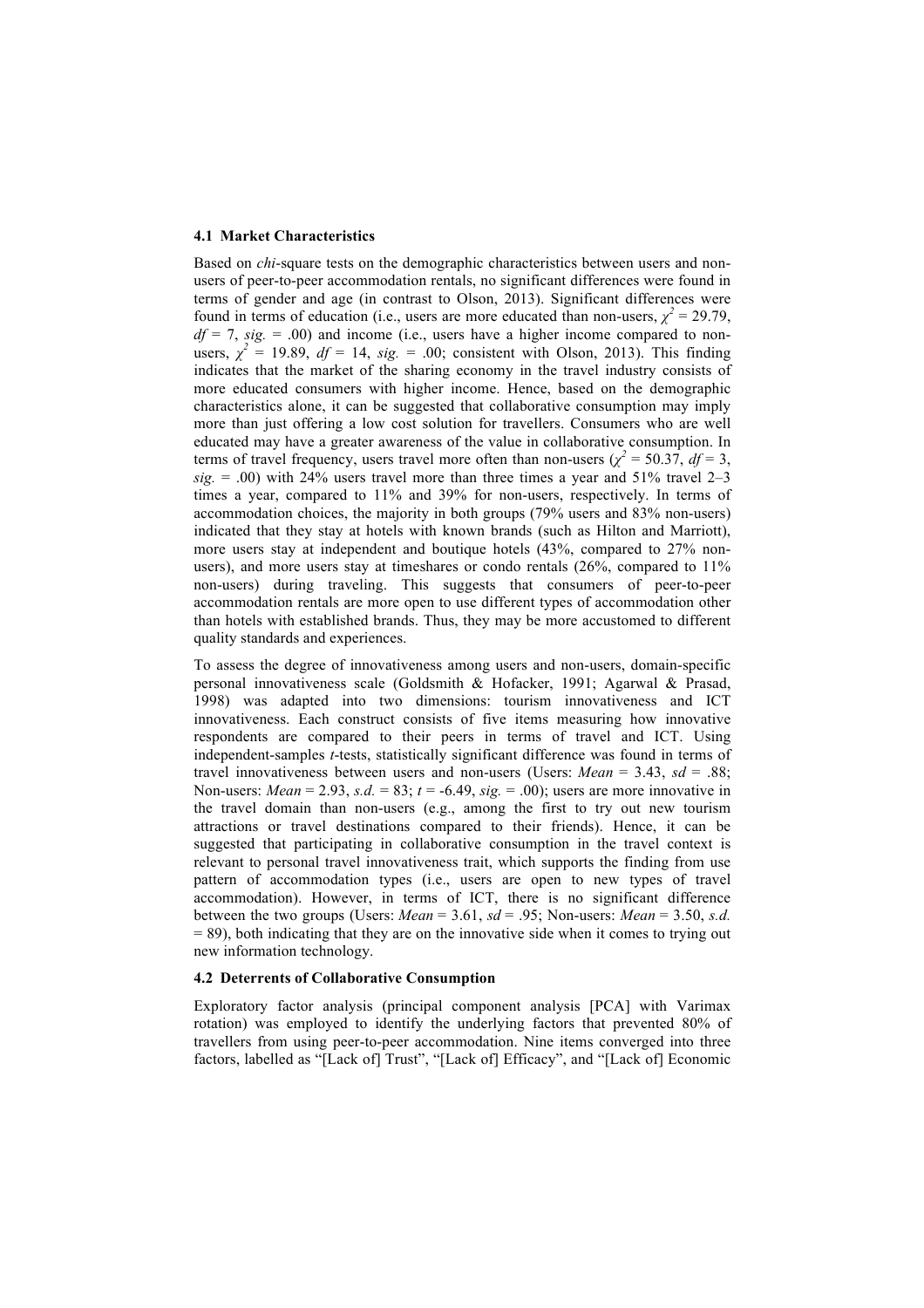### 4.1 Market Characteristics

Based on *chi*-square tests on the demographic characteristics between users and non-users of peer-to-peer accommodation rentals, no significant differences were found in terms of gender and age (in contrast to Olson, 2013). Significant differences were found in terms of education (i.e., users are more educated than non-users, $\chi^2 = 29.79$, $df = 7$, *sig.* = .00) and income (i.e., users have a higher income compared to non-users, $\chi^2 = 19.89$, $df = 14$, *sig.* = .00; consistent with Olson, 2013). This finding indicates that the market of the sharing economy in the travel industry consists of more educated consumers with higher income. Hence, based on the demographic characteristics alone, it can be suggested that collaborative consumption may imply more than just offering a low cost solution for travellers. Consumers who are well educated may have a greater awareness of the value in collaborative consumption. In terms of travel frequency, users travel more often than non-users ($\chi^2 = 50.37$, $df = 3$, *sig.* = .00) with 24% users travel more than three times a year and 51% travel 2–3 times a year, compared to 11% and 39% for non-users, respectively. In terms of accommodation choices, the majority in both groups (79% users and 83% non-users) indicated that they stay at hotels with known brands (such as Hilton and Marriott), more users stay at independent and boutique hotels (43%, compared to 27% non-users), and more users stay at timeshares or condo rentals (26%, compared to 11% non-users) during traveling. This suggests that consumers of peer-to-peer accommodation rentals are more open to use different types of accommodation other than hotels with established brands. Thus, they may be more accustomed to different quality standards and experiences.

To assess the degree of innovativeness among users and non-users, domain-specific personal innovativeness scale (Goldsmith & Hofacker, 1991; Agarwal & Prasad, 1998) was adapted into two dimensions: tourism innovativeness and ICT innovativeness. Each construct consists of five items measuring how innovative respondents are compared to their peers in terms of travel and ICT. Using independent-samples *t*-tests, statistically significant difference was found in terms of travel innovativeness between users and non-users (Users: *Mean* = 3.43, *sd* = .88; Non-users: *Mean* = 2.93, *s.d.* = 83; $t = -6.49$, *sig.* = .00); users are more innovative in the travel domain than non-users (e.g., among the first to try out new tourism attractions or travel destinations compared to their friends). Hence, it can be suggested that participating in collaborative consumption in the travel context is relevant to personal travel innovativeness trait, which supports the finding from use pattern of accommodation types (i.e., users are open to new types of travel accommodation). However, in terms of ICT, there is no significant difference between the two groups (Users: *Mean* = 3.61, *sd* = .95; Non-users: *Mean* = 3.50, *s.d.* = 89), both indicating that they are on the innovative side when it comes to trying out new information technology.

### 4.2 Deterrents of Collaborative Consumption

Exploratory factor analysis (principal component analysis [PCA] with Varimax rotation) was employed to identify the underlying factors that prevented 80% of travellers from using peer-to-peer accommodation. Nine items converged into three factors, labelled as "[Lack of] Trust", "[Lack of] Efficacy", and "[Lack of] Economic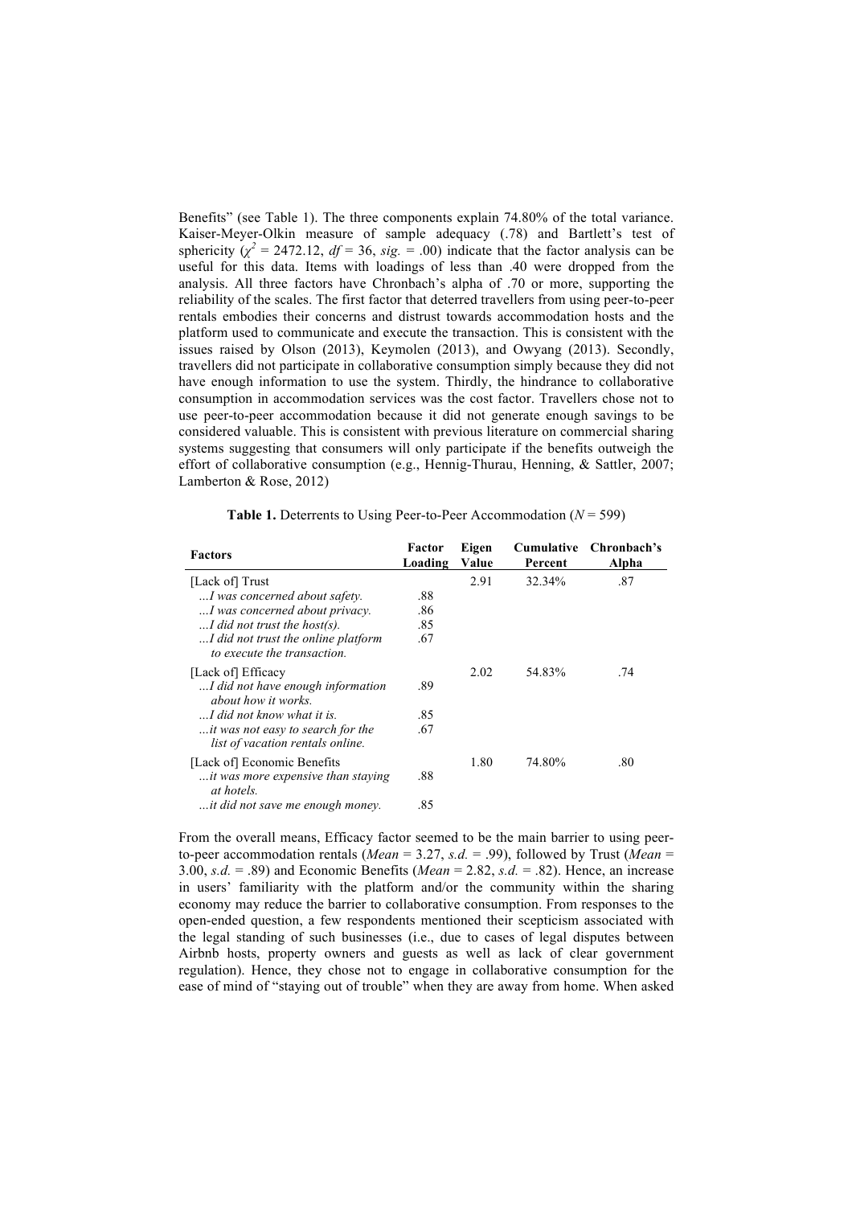Benefits" (see Table 1). The three components explain 74.80% of the total variance. Kaiser-Meyer-Olkin measure of sample adequacy (.78) and Bartlett's test of sphericity ($\chi^2$ = 2472.12, *df* = 36, *sig.* = .00) indicate that the factor analysis can be useful for this data. Items with loadings of less than .40 were dropped from the analysis. All three factors have Chronbach's alpha of .70 or more, supporting the reliability of the scales. The first factor that deterred travellers from using peer-to-peer rentals embodies their concerns and distrust towards accommodation hosts and the platform used to communicate and execute the transaction. This is consistent with the issues raised by Olson (2013), Keymolen (2013), and Owyang (2013). Secondly, travellers did not participate in collaborative consumption simply because they did not have enough information to use the system. Thirdly, the hindrance to collaborative consumption in accommodation services was the cost factor. Travellers chose not to use peer-to-peer accommodation because it did not generate enough savings to be considered valuable. This is consistent with previous literature on commercial sharing systems suggesting that consumers will only participate if the benefits outweigh the effort of collaborative consumption (e.g., Hennig-Thurau, Henning, & Sattler, 2007; Lamberton & Rose, 2012)

**Table 1.** Deterrents to Using Peer-to-Peer Accommodation (*N* = 599)

| Factors | Factor Loading | Eigen Value | Cumulative Percent | Chronbach's Alpha |
|---|---|---|---|---|
| [Lack of] Trust | | 2.91 | 32.34% | .87 |
| *...I was concerned about safety.* | .88 | | | |
| *...I was concerned about privacy.* | .86 | | | |
| *...I did not trust the host(s).* | .85 | | | |
| *...I did not trust the online platform to execute the transaction.* | .67 | | | |
| [Lack of] Efficacy | | 2.02 | 54.83% | .74 |
| *...I did not have enough information about how it works.* | .89 | | | |
| *...I did not know what it is.* | .85 | | | |
| *...it was not easy to search for the list of vacation rentals online.* | .67 | | | |
| [Lack of] Economic Benefits | | 1.80 | 74.80% | .80 |
| *...it was more expensive than staying at hotels.* | .88 | | | |
| *...it did not save me enough money.* | .85 | | | |

From the overall means, Efficacy factor seemed to be the main barrier to using peer-to-peer accommodation rentals (*Mean* = 3.27, *s.d.* = .99), followed by Trust (*Mean* = 3.00, *s.d.* = .89) and Economic Benefits (*Mean* = 2.82, *s.d.* = .82). Hence, an increase in users' familiarity with the platform and/or the community within the sharing economy may reduce the barrier to collaborative consumption. From responses to the open-ended question, a few respondents mentioned their scepticism associated with the legal standing of such businesses (i.e., due to cases of legal disputes between Airbnb hosts, property owners and guests as well as lack of clear government regulation). Hence, they chose not to engage in collaborative consumption for the ease of mind of "staying out of trouble" when they are away from home. When asked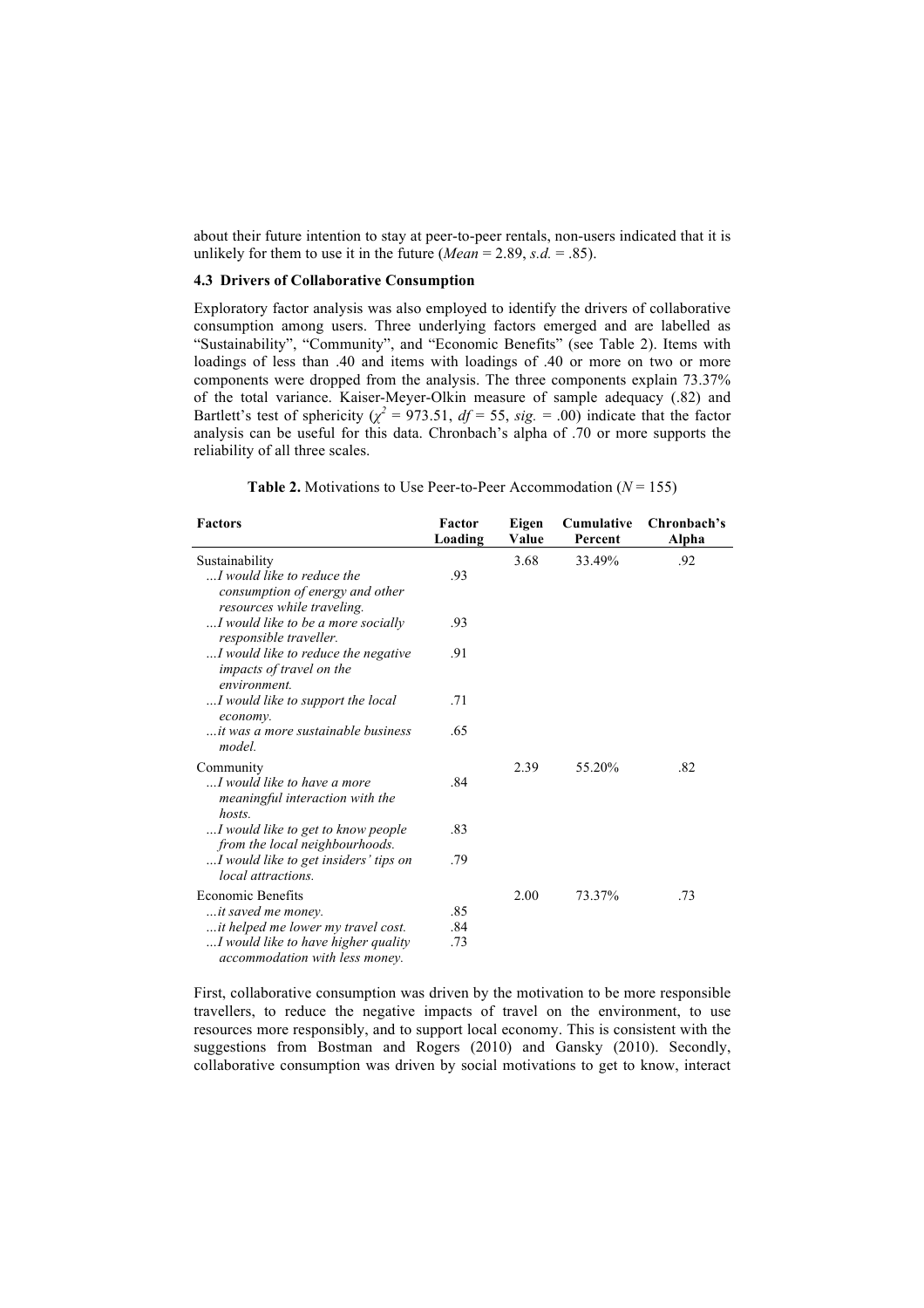about their future intention to stay at peer-to-peer rentals, non-users indicated that it is unlikely for them to use it in the future (*Mean* = 2.89, *s.d.* = .85).

### 4.3 Drivers of Collaborative Consumption

Exploratory factor analysis was also employed to identify the drivers of collaborative consumption among users. Three underlying factors emerged and are labelled as "Sustainability", "Community", and "Economic Benefits" (see Table 2). Items with loadings of less than .40 and items with loadings of .40 or more on two or more components were dropped from the analysis. The three components explain 73.37% of the total variance. Kaiser-Meyer-Olkin measure of sample adequacy (.82) and Bartlett's test of sphericity ($\chi^2$ = 973.51, *df* = 55, *sig.* = .00) indicate that the factor analysis can be useful for this data. Chronbach's alpha of .70 or more supports the reliability of all three scales.

**Table 2.** Motivations to Use Peer-to-Peer Accommodation (*N* = 155)

| Factors | Factor Loading | Eigen Value | Cumulative Percent | Chronbach's Alpha |
|---|---|---|---|---|
| Sustainability | | 3.68 | 33.49% | .92 |
| *...I would like to reduce the consumption of energy and other resources while traveling.* | .93 | | | |
| *...I would like to be a more socially responsible traveller.* | .93 | | | |
| *...I would like to reduce the negative impacts of travel on the environment.* | .91 | | | |
| *...I would like to support the local economy.* | .71 | | | |
| *...it was a more sustainable business model.* | .65 | | | |
| Community | | 2.39 | 55.20% | .82 |
| *...I would like to have a more meaningful interaction with the hosts.* | .84 | | | |
| *...I would like to get to know people from the local neighbourhoods.* | .83 | | | |
| *...I would like to get insiders' tips on local attractions.* | .79 | | | |
| Economic Benefits | | 2.00 | 73.37% | .73 |
| *...it saved me money.* | .85 | | | |
| *...it helped me lower my travel cost.* | .84 | | | |
| *...I would like to have higher quality accommodation with less money.* | .73 | | | |

First, collaborative consumption was driven by the motivation to be more responsible travellers, to reduce the negative impacts of travel on the environment, to use resources more responsibly, and to support local economy. This is consistent with the suggestions from Bostman and Rogers (2010) and Gansky (2010). Secondly, collaborative consumption was driven by social motivations to get to know, interact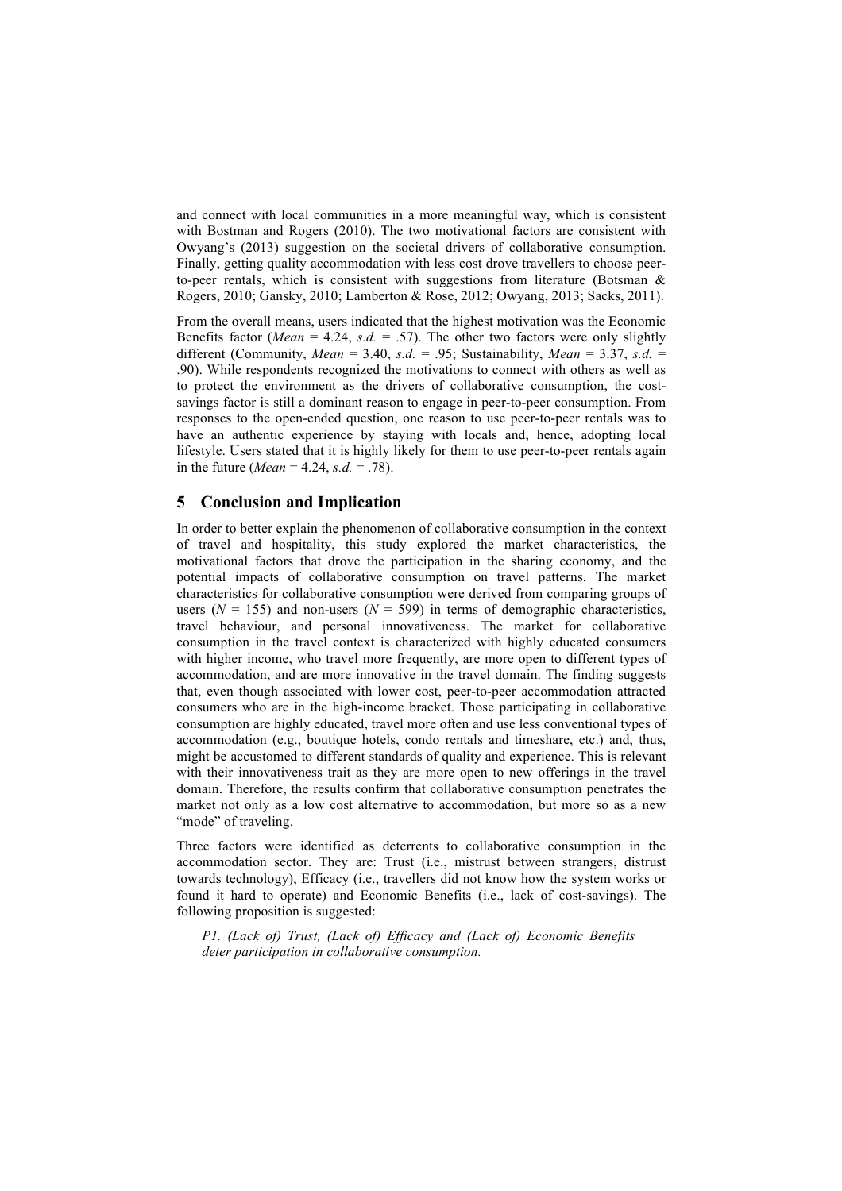and connect with local communities in a more meaningful way, which is consistent with Bostman and Rogers (2010). The two motivational factors are consistent with Owyang's (2013) suggestion on the societal drivers of collaborative consumption. Finally, getting quality accommodation with less cost drove travellers to choose peer-to-peer rentals, which is consistent with suggestions from literature (Botsman & Rogers, 2010; Gansky, 2010; Lamberton & Rose, 2012; Owyang, 2013; Sacks, 2011).

From the overall means, users indicated that the highest motivation was the Economic Benefits factor (*Mean* = 4.24, *s.d.* = .57). The other two factors were only slightly different (Community, *Mean* = 3.40, *s.d.* = .95; Sustainability, *Mean* = 3.37, *s.d.* = .90). While respondents recognized the motivations to connect with others as well as to protect the environment as the drivers of collaborative consumption, the cost-savings factor is still a dominant reason to engage in peer-to-peer consumption. From responses to the open-ended question, one reason to use peer-to-peer rentals was to have an authentic experience by staying with locals and, hence, adopting local lifestyle. Users stated that it is highly likely for them to use peer-to-peer rentals again in the future (*Mean* = 4.24, *s.d.* = .78).

## 5 Conclusion and Implication

In order to better explain the phenomenon of collaborative consumption in the context of travel and hospitality, this study explored the market characteristics, the motivational factors that drove the participation in the sharing economy, and the potential impacts of collaborative consumption on travel patterns. The market characteristics for collaborative consumption were derived from comparing groups of users ($N$ = 155) and non-users ($N$ = 599) in terms of demographic characteristics, travel behaviour, and personal innovativeness. The market for collaborative consumption in the travel context is characterized with highly educated consumers with higher income, who travel more frequently, are more open to different types of accommodation, and are more innovative in the travel domain. The finding suggests that, even though associated with lower cost, peer-to-peer accommodation attracted consumers who are in the high-income bracket. Those participating in collaborative consumption are highly educated, travel more often and use less conventional types of accommodation (e.g., boutique hotels, condo rentals and timeshare, etc.) and, thus, might be accustomed to different standards of quality and experience. This is relevant with their innovativeness trait as they are more open to new offerings in the travel domain. Therefore, the results confirm that collaborative consumption penetrates the market not only as a low cost alternative to accommodation, but more so as a new "mode" of traveling.

Three factors were identified as deterrents to collaborative consumption in the accommodation sector. They are: Trust (i.e., mistrust between strangers, distrust towards technology), Efficacy (i.e., travellers did not know how the system works or found it hard to operate) and Economic Benefits (i.e., lack of cost-savings). The following proposition is suggested:

*P1. (Lack of) Trust, (Lack of) Efficacy and (Lack of) Economic Benefits deter participation in collaborative consumption.*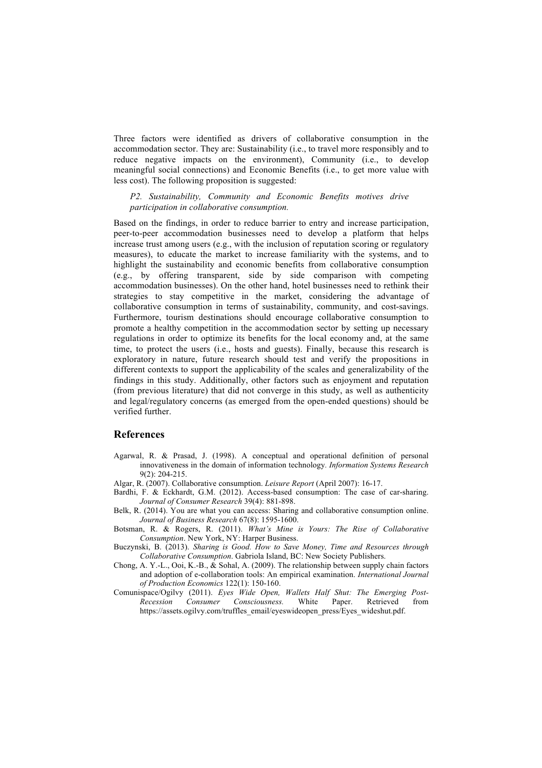Three factors were identified as drivers of collaborative consumption in the accommodation sector. They are: Sustainability (i.e., to travel more responsibly and to reduce negative impacts on the environment), Community (i.e., to develop meaningful social connections) and Economic Benefits (i.e., to get more value with less cost). The following proposition is suggested:

> *P2. Sustainability, Community and Economic Benefits motives drive participation in collaborative consumption.*

Based on the findings, in order to reduce barrier to entry and increase participation, peer-to-peer accommodation businesses need to develop a platform that helps increase trust among users (e.g., with the inclusion of reputation scoring or regulatory measures), to educate the market to increase familiarity with the systems, and to highlight the sustainability and economic benefits from collaborative consumption (e.g., by offering transparent, side by side comparison with competing accommodation businesses). On the other hand, hotel businesses need to rethink their strategies to stay competitive in the market, considering the advantage of collaborative consumption in terms of sustainability, community, and cost-savings. Furthermore, tourism destinations should encourage collaborative consumption to promote a healthy competition in the accommodation sector by setting up necessary regulations in order to optimize its benefits for the local economy and, at the same time, to protect the users (i.e., hosts and guests). Finally, because this research is exploratory in nature, future research should test and verify the propositions in different contexts to support the applicability of the scales and generalizability of the findings in this study. Additionally, other factors such as enjoyment and reputation (from previous literature) that did not converge in this study, as well as authenticity and legal/regulatory concerns (as emerged from the open-ended questions) should be verified further.

## References

Agarwal, R. & Prasad, J. (1998). A conceptual and operational definition of personal innovativeness in the domain of information technology. *Information Systems Research* 9(2): 204-215.

Algar, R. (2007). Collaborative consumption. *Leisure Report* (April 2007): 16-17.

Bardhi, F. & Eckhardt, G.M. (2012). Access-based consumption: The case of car-sharing. *Journal of Consumer Research* 39(4): 881-898.

Belk, R. (2014). You are what you can access: Sharing and collaborative consumption online. *Journal of Business Research* 67(8): 1595-1600.

Botsman, R. & Rogers, R. (2011). *What's Mine is Yours: The Rise of Collaborative Consumption*. New York, NY: Harper Business.

Buczynski, B. (2013). *Sharing is Good. How to Save Money, Time and Resources through Collaborative Consumption*. Gabriola Island, BC: New Society Publishers.

Chong, A. Y.-L., Ooi, K.-B., & Sohal, A. (2009). The relationship between supply chain factors and adoption of e-collaboration tools: An empirical examination. *International Journal of Production Economics* 122(1): 150-160.

Comunispace/Ogilvy (2011). *Eyes Wide Open, Wallets Half Shut: The Emerging Post-Recession Consumer Consciousness.* White Paper. Retrieved from https://assets.ogilvy.com/truffles_email/eyeswideopen_press/Eyes_wideshut.pdf.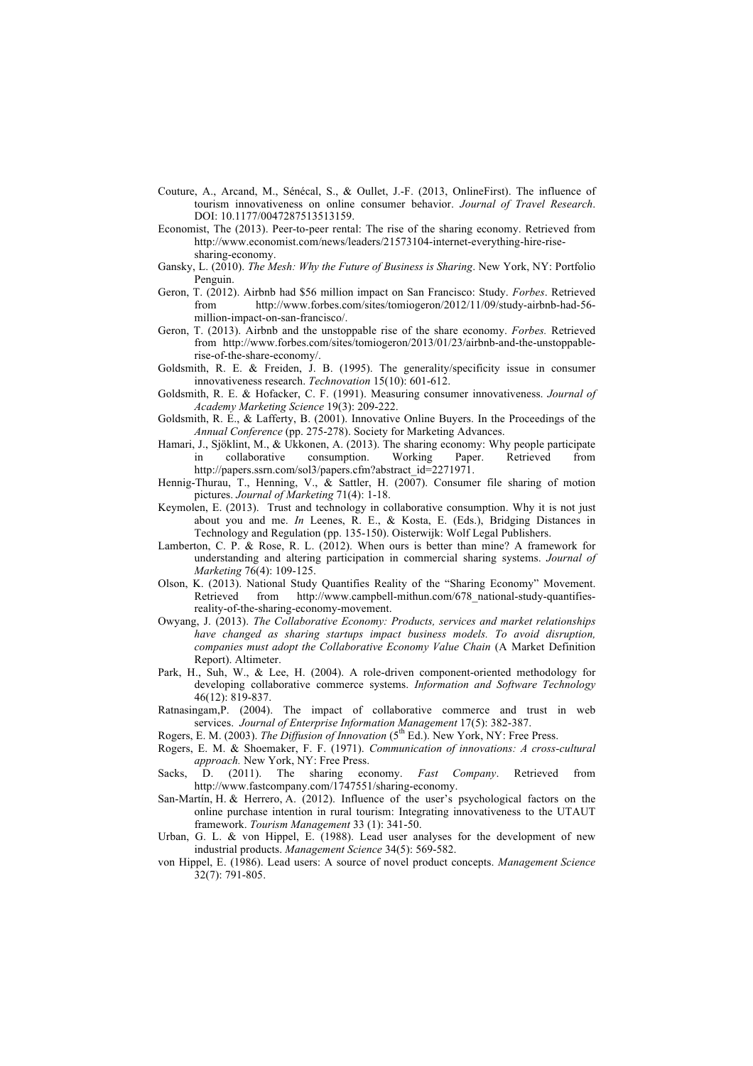Couture, A., Arcand, M., Sénécal, S., & Oullet, J.-F. (2013, OnlineFirst). The influence of tourism innovativeness on online consumer behavior. *Journal of Travel Research*. DOI: 10.1177/0047287513513159.

Economist, The (2013). Peer-to-peer rental: The rise of the sharing economy. Retrieved from http://www.economist.com/news/leaders/21573104-internet-everything-hire-rise-sharing-economy.

Gansky, L. (2010). *The Mesh: Why the Future of Business is Sharing*. New York, NY: Portfolio Penguin.

Geron, T. (2012). Airbnb had $56 million impact on San Francisco: Study. *Forbes*. Retrieved from http://www.forbes.com/sites/tomiogeron/2012/11/09/study-airbnb-had-56-million-impact-on-san-francisco/.

Geron, T. (2013). Airbnb and the unstoppable rise of the share economy. *Forbes.* Retrieved from http://www.forbes.com/sites/tomiogeron/2013/01/23/airbnb-and-the-unstoppable-rise-of-the-share-economy/.

Goldsmith, R. E. & Freiden, J. B. (1995). The generality/specificity issue in consumer innovativeness research. *Technovation* 15(10): 601-612.

Goldsmith, R. E. & Hofacker, C. F. (1991). Measuring consumer innovativeness. *Journal of Academy Marketing Science* 19(3): 209-222.

Goldsmith, R. E., & Lafferty, B. (2001). Innovative Online Buyers. In the Proceedings of the *Annual Conference* (pp. 275-278). Society for Marketing Advances.

Hamari, J., Sjöklint, M., & Ukkonen, A. (2013). The sharing economy: Why people participate in collaborative consumption. Working Paper. Retrieved from http://papers.ssrn.com/sol3/papers.cfm?abstract_id=2271971.

Hennig-Thurau, T., Henning, V., & Sattler, H. (2007). Consumer file sharing of motion pictures. *Journal of Marketing* 71(4): 1-18.

Keymolen, E. (2013). Trust and technology in collaborative consumption. Why it is not just about you and me. *In* Leenes, R. E., & Kosta, E. (Eds.), Bridging Distances in Technology and Regulation (pp. 135-150). Oisterwijk: Wolf Legal Publishers.

Lamberton, C. P. & Rose, R. L. (2012). When ours is better than mine? A framework for understanding and altering participation in commercial sharing systems. *Journal of Marketing* 76(4): 109-125.

Olson, K. (2013). National Study Quantifies Reality of the "Sharing Economy" Movement. Retrieved from http://www.campbell-mithun.com/678_national-study-quantifies-reality-of-the-sharing-economy-movement.

Owyang, J. (2013). *The Collaborative Economy: Products, services and market relationships have changed as sharing startups impact business models. To avoid disruption, companies must adopt the Collaborative Economy Value Chain* (A Market Definition Report). Altimeter.

Park, H., Suh, W., & Lee, H. (2004). A role-driven component-oriented methodology for developing collaborative commerce systems. *Information and Software Technology* 46(12): 819-837.

Ratnasingam,P. (2004). The impact of collaborative commerce and trust in web services. *Journal of Enterprise Information Management* 17(5): 382-387.

Rogers, E. M. (2003). *The Diffusion of Innovation* (5th Ed.). New York, NY: Free Press.

Rogers, E. M. & Shoemaker, F. F. (1971). *Communication of innovations: A cross-cultural approach.* New York, NY: Free Press.

Sacks, D. (2011). The sharing economy. *Fast Company*. Retrieved from http://www.fastcompany.com/1747551/sharing-economy.

San-Martín, H. & Herrero, A. (2012). Influence of the user's psychological factors on the online purchase intention in rural tourism: Integrating innovativeness to the UTAUT framework. *Tourism Management* 33 (1): 341-50.

Urban, G. L. & von Hippel, E. (1988). Lead user analyses for the development of new industrial products. *Management Science* 34(5): 569-582.

von Hippel, E. (1986). Lead users: A source of novel product concepts. *Management Science* 32(7): 791-805.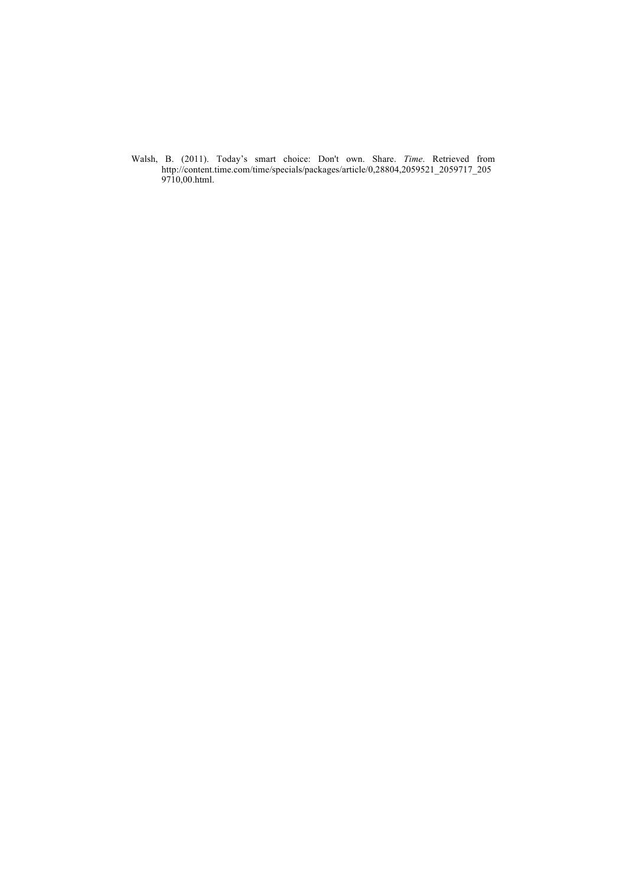Walsh, B. (2011). Today’s smart choice: Don't own. Share. *Time*. Retrieved from http://content.time.com/time/specials/packages/article/0,28804,2059521_2059717_2059710,00.html.